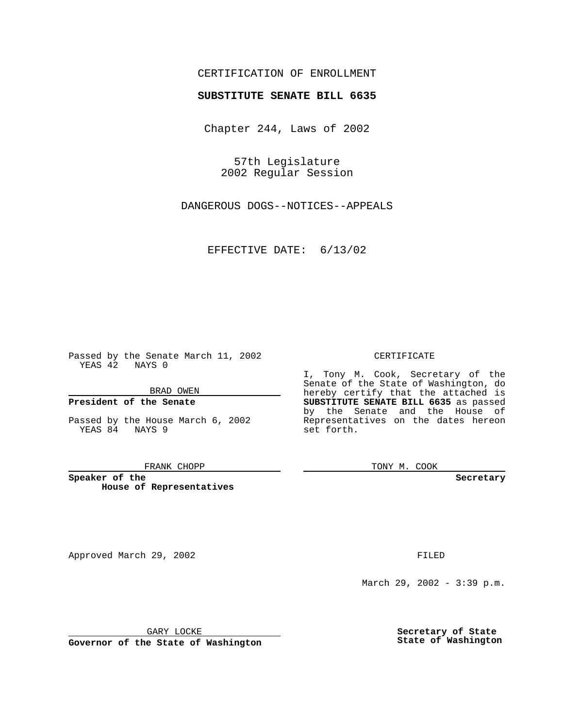CERTIFICATION OF ENROLLMENT

**SUBSTITUTE SENATE BILL 6635**

Chapter 244, Laws of 2002

57th Legislature
2002 Regular Session

DANGEROUS DOGS--NOTICES--APPEALS

EFFECTIVE DATE: 6/13/02

Passed by the Senate March 11, 2002
YEAS 42 NAYS 0

BRAD OWEN

**President of the Senate**

Passed by the House March 6, 2002
YEAS 84 NAYS 9

FRANK CHOPP

**Speaker of the House of Representatives**

CERTIFICATE

I, Tony M. Cook, Secretary of the Senate of the State of Washington, do hereby certify that the attached is **SUBSTITUTE SENATE BILL 6635** as passed by the Senate and the House of Representatives on the dates hereon set forth.

TONY M. COOK

**Secretary**

Approved March 29, 2002

GARY LOCKE

**Governor of the State of Washington**

FILED

March 29, 2002 - 3:39 p.m.

**Secretary of State**
**State of Washington**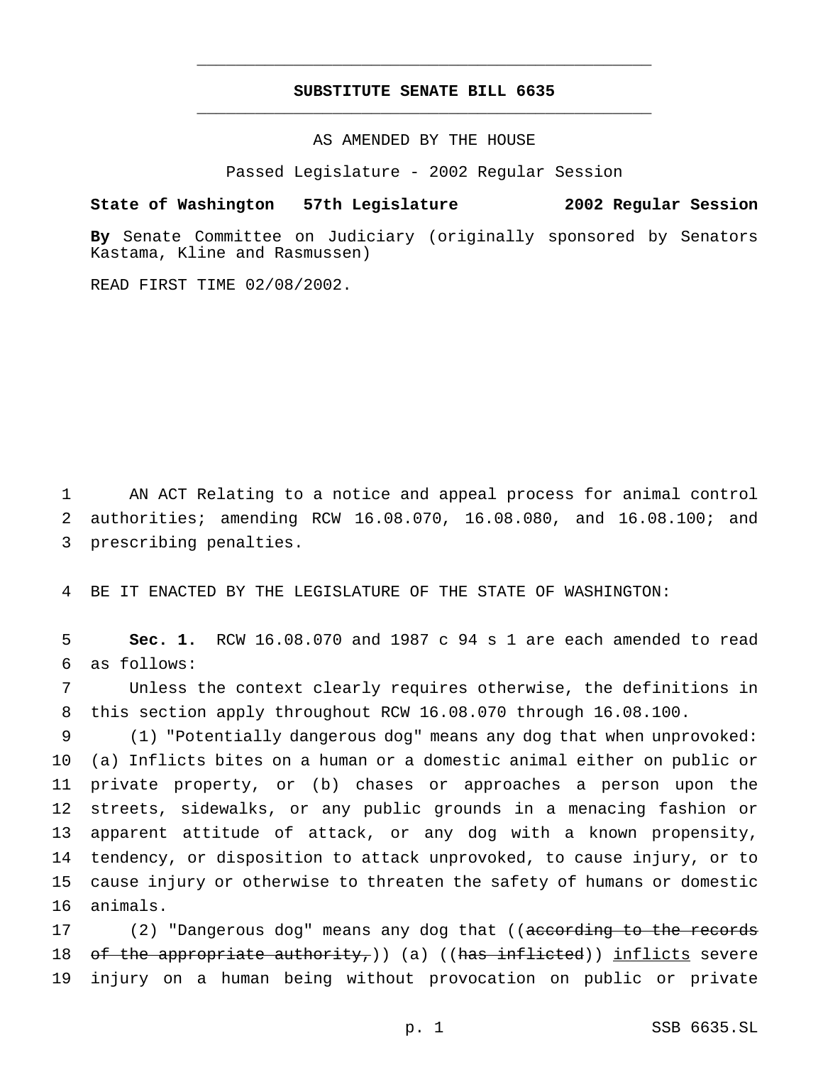# SUBSTITUTE SENATE BILL 6635

AS AMENDED BY THE HOUSE

Passed Legislature - 2002 Regular Session

**State of Washington 57th Legislature 2002 Regular Session**

**By** Senate Committee on Judiciary (originally sponsored by Senators Kastama, Kline and Rasmussen)

READ FIRST TIME 02/08/2002.

1 AN ACT Relating to a notice and appeal process for animal control
2 authorities; amending RCW 16.08.070, 16.08.080, and 16.08.100; and
3 prescribing penalties.

4 BE IT ENACTED BY THE LEGISLATURE OF THE STATE OF WASHINGTON:

5 **Sec. 1.** RCW 16.08.070 and 1987 c 94 s 1 are each amended to read
6 as follows:

7 Unless the context clearly requires otherwise, the definitions in
8 this section apply throughout RCW 16.08.070 through 16.08.100.

9 (1) "Potentially dangerous dog" means any dog that when unprovoked:
10 (a) Inflicts bites on a human or a domestic animal either on public or
11 private property, or (b) chases or approaches a person upon the
12 streets, sidewalks, or any public grounds in a menacing fashion or
13 apparent attitude of attack, or any dog with a known propensity,
14 tendency, or disposition to attack unprovoked, to cause injury, or to
15 cause injury or otherwise to threaten the safety of humans or domestic
16 animals.

17 (2) "Dangerous dog" means any dog that ((~~according to the records~~
18 ~~of the appropriate authority,~~)) (a) ((~~has inflicted~~)) <u>inflicts</u> severe
19 injury on a human being without provocation on public or private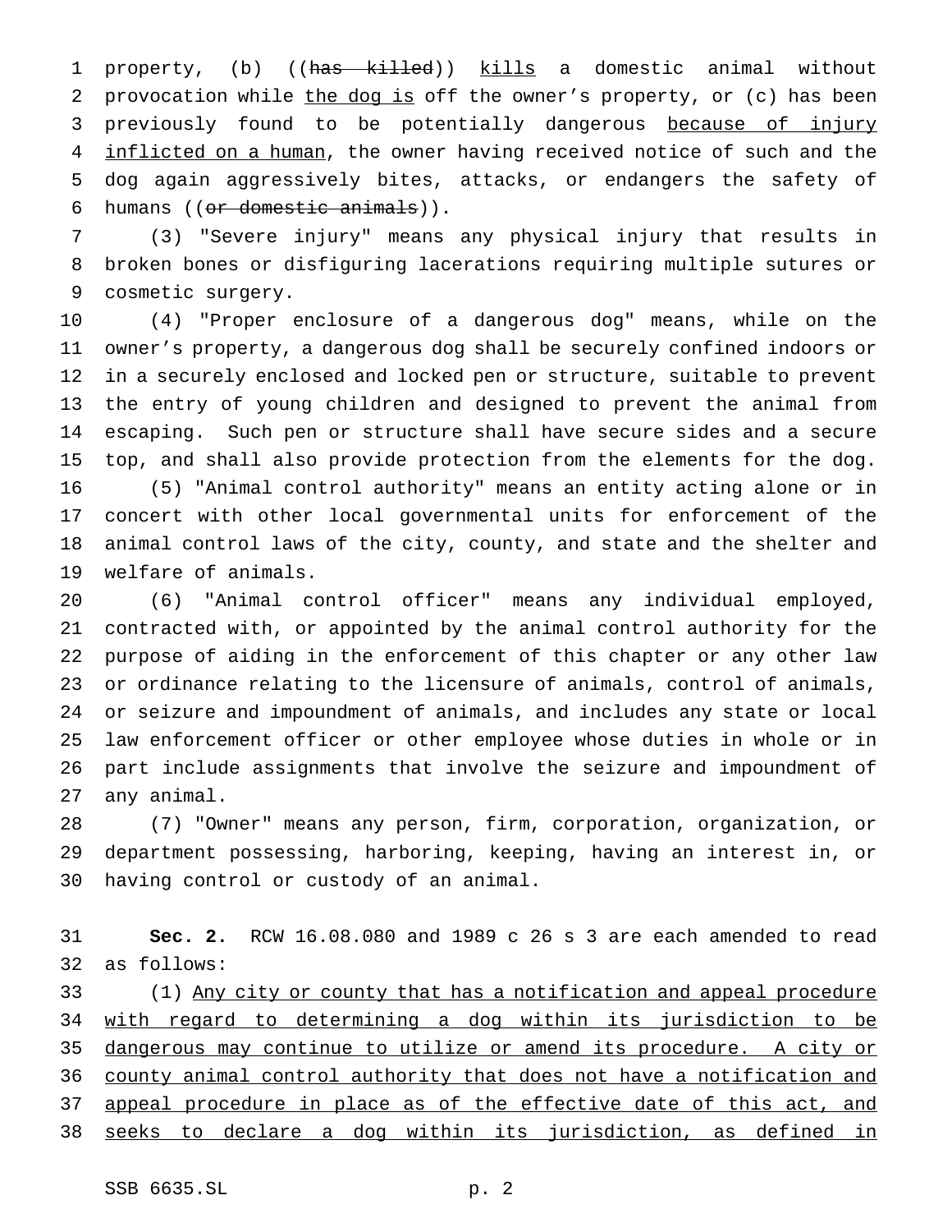property, (b) ((~~has killed~~)) <u>kills</u> a domestic animal without provocation while <u>the dog is</u> off the owner's property, or (c) has been previously found to be potentially dangerous <u>because of injury inflicted on a human</u>, the owner having received notice of such and the dog again aggressively bites, attacks, or endangers the safety of humans ((~~or domestic animals~~)).

(3) "Severe injury" means any physical injury that results in broken bones or disfiguring lacerations requiring multiple sutures or cosmetic surgery.

(4) "Proper enclosure of a dangerous dog" means, while on the owner's property, a dangerous dog shall be securely confined indoors or in a securely enclosed and locked pen or structure, suitable to prevent the entry of young children and designed to prevent the animal from escaping. Such pen or structure shall have secure sides and a secure top, and shall also provide protection from the elements for the dog.

(5) "Animal control authority" means an entity acting alone or in concert with other local governmental units for enforcement of the animal control laws of the city, county, and state and the shelter and welfare of animals.

(6) "Animal control officer" means any individual employed, contracted with, or appointed by the animal control authority for the purpose of aiding in the enforcement of this chapter or any other law or ordinance relating to the licensure of animals, control of animals, or seizure and impoundment of animals, and includes any state or local law enforcement officer or other employee whose duties in whole or in part include assignments that involve the seizure and impoundment of any animal.

(7) "Owner" means any person, firm, corporation, organization, or department possessing, harboring, keeping, having an interest in, or having control or custody of an animal.

**Sec. 2.** RCW 16.08.080 and 1989 c 26 s 3 are each amended to read as follows:

(1) <u>Any city or county that has a notification and appeal procedure with regard to determining a dog within its jurisdiction to be dangerous may continue to utilize or amend its procedure. A city or county animal control authority that does not have a notification and appeal procedure in place as of the effective date of this act, and seeks to declare a dog within its jurisdiction, as defined in</u>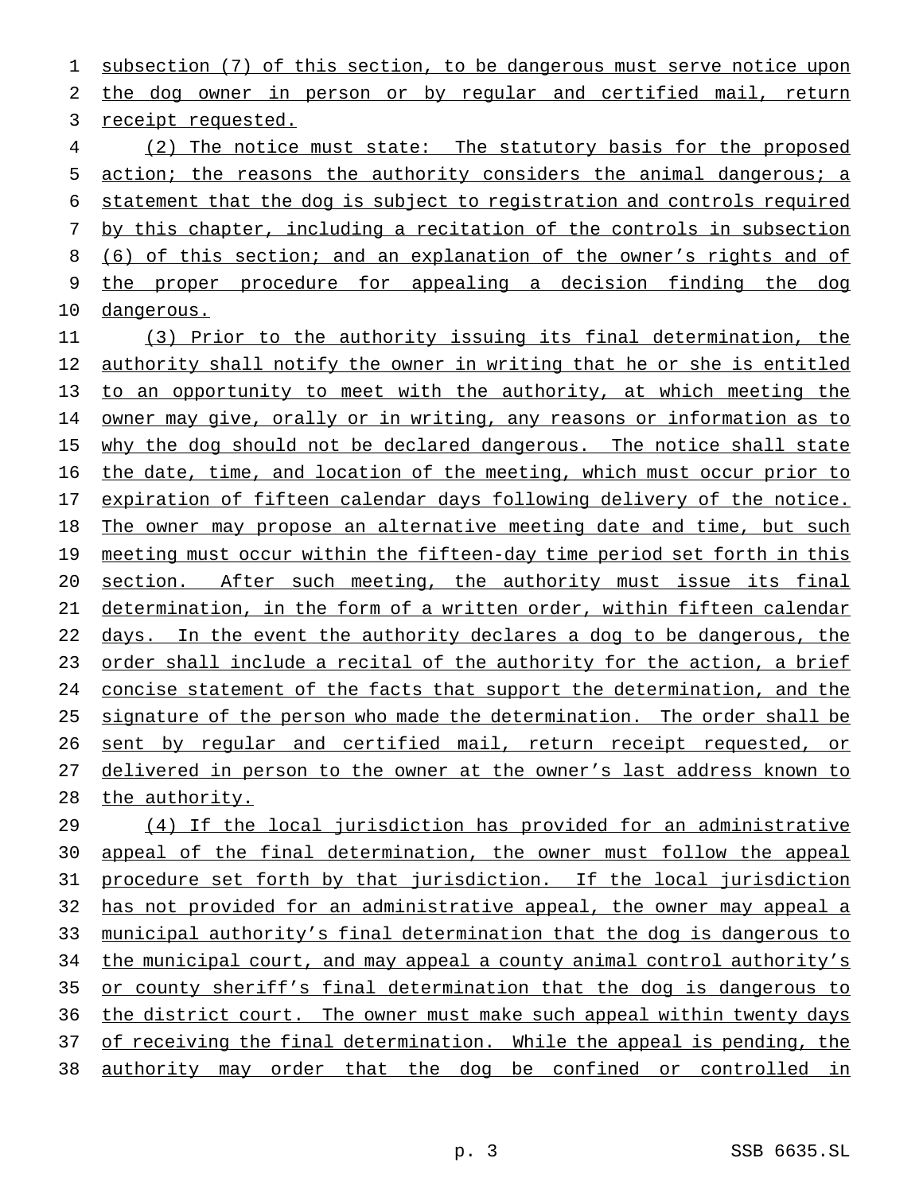subsection (7) of this section, to be dangerous must serve notice upon the dog owner in person or by regular and certified mail, return receipt requested.

(2) The notice must state: The statutory basis for the proposed action; the reasons the authority considers the animal dangerous; a statement that the dog is subject to registration and controls required by this chapter, including a recitation of the controls in subsection (6) of this section; and an explanation of the owner's rights and of the proper procedure for appealing a decision finding the dog dangerous.

(3) Prior to the authority issuing its final determination, the authority shall notify the owner in writing that he or she is entitled to an opportunity to meet with the authority, at which meeting the owner may give, orally or in writing, any reasons or information as to why the dog should not be declared dangerous. The notice shall state the date, time, and location of the meeting, which must occur prior to expiration of fifteen calendar days following delivery of the notice. The owner may propose an alternative meeting date and time, but such meeting must occur within the fifteen-day time period set forth in this section. After such meeting, the authority must issue its final determination, in the form of a written order, within fifteen calendar days. In the event the authority declares a dog to be dangerous, the order shall include a recital of the authority for the action, a brief concise statement of the facts that support the determination, and the signature of the person who made the determination. The order shall be sent by regular and certified mail, return receipt requested, or delivered in person to the owner at the owner's last address known to the authority.

(4) If the local jurisdiction has provided for an administrative appeal of the final determination, the owner must follow the appeal procedure set forth by that jurisdiction. If the local jurisdiction has not provided for an administrative appeal, the owner may appeal a municipal authority's final determination that the dog is dangerous to the municipal court, and may appeal a county animal control authority's or county sheriff's final determination that the dog is dangerous to the district court. The owner must make such appeal within twenty days of receiving the final determination. While the appeal is pending, the authority may order that the dog be confined or controlled in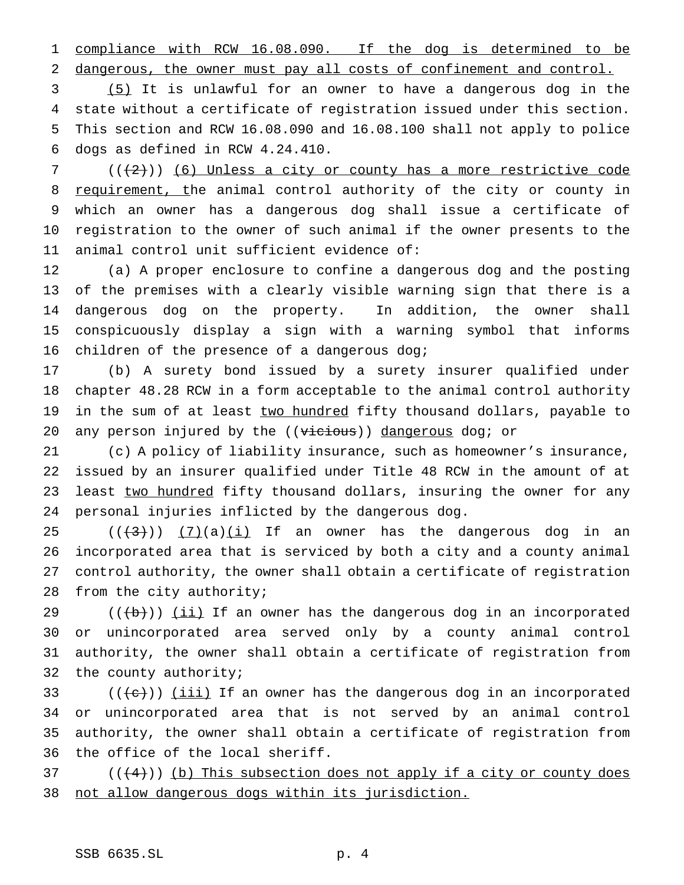compliance with RCW 16.08.090. If the dog is determined to be dangerous, the owner must pay all costs of confinement and control.

(5) It is unlawful for an owner to have a dangerous dog in the state without a certificate of registration issued under this section. This section and RCW 16.08.090 and 16.08.100 shall not apply to police dogs as defined in RCW 4.24.410.

~~((2))~~ (6) Unless a city or county has a more restrictive code requirement, the animal control authority of the city or county in which an owner has a dangerous dog shall issue a certificate of registration to the owner of such animal if the owner presents to the animal control unit sufficient evidence of:

(a) A proper enclosure to confine a dangerous dog and the posting of the premises with a clearly visible warning sign that there is a dangerous dog on the property. In addition, the owner shall conspicuously display a sign with a warning symbol that informs children of the presence of a dangerous dog;

(b) A surety bond issued by a surety insurer qualified under chapter 48.28 RCW in a form acceptable to the animal control authority in the sum of at least two hundred fifty thousand dollars, payable to any person injured by the ((~~vicious~~)) dangerous dog; or

(c) A policy of liability insurance, such as homeowner's insurance, issued by an insurer qualified under Title 48 RCW in the amount of at least two hundred fifty thousand dollars, insuring the owner for any personal injuries inflicted by the dangerous dog.

((~~3~~)) (7)(a)(i) If an owner has the dangerous dog in an incorporated area that is serviced by both a city and a county animal control authority, the owner shall obtain a certificate of registration from the city authority;

((~~b~~)) (ii) If an owner has the dangerous dog in an incorporated or unincorporated area served only by a county animal control authority, the owner shall obtain a certificate of registration from the county authority;

((~~c~~)) (iii) If an owner has the dangerous dog in an incorporated or unincorporated area that is not served by an animal control authority, the owner shall obtain a certificate of registration from the office of the local sheriff.

((~~4~~)) (b) This subsection does not apply if a city or county does not allow dangerous dogs within its jurisdiction.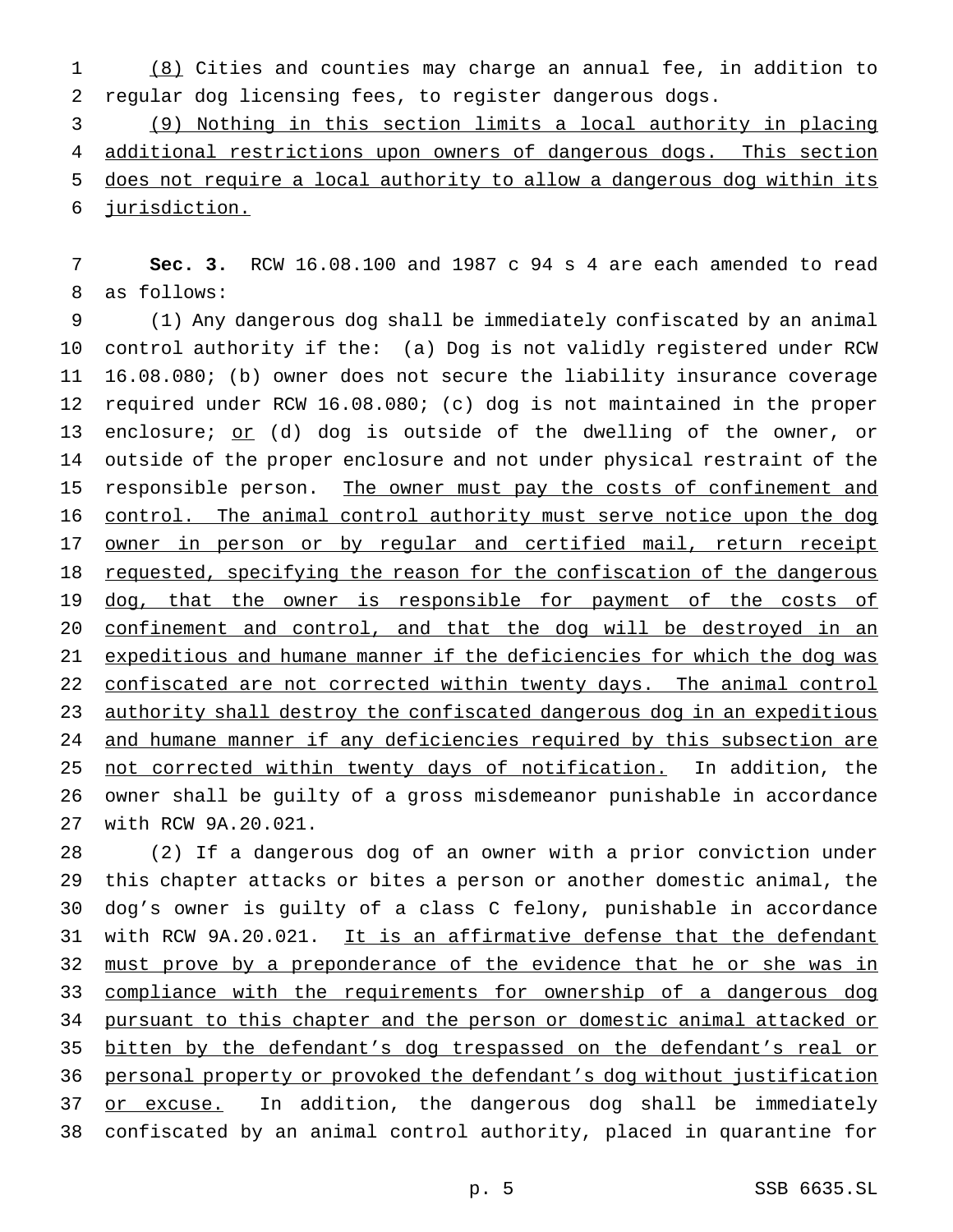(8) Cities and counties may charge an annual fee, in addition to regular dog licensing fees, to register dangerous dogs.

(9) Nothing in this section limits a local authority in placing additional restrictions upon owners of dangerous dogs. This section does not require a local authority to allow a dangerous dog within its jurisdiction.

**Sec. 3.** RCW 16.08.100 and 1987 c 94 s 4 are each amended to read as follows:

(1) Any dangerous dog shall be immediately confiscated by an animal control authority if the: (a) Dog is not validly registered under RCW 16.08.080; (b) owner does not secure the liability insurance coverage required under RCW 16.08.080; (c) dog is not maintained in the proper enclosure; or (d) dog is outside of the dwelling of the owner, or outside of the proper enclosure and not under physical restraint of the responsible person. The owner must pay the costs of confinement and control. The animal control authority must serve notice upon the dog owner in person or by regular and certified mail, return receipt requested, specifying the reason for the confiscation of the dangerous dog, that the owner is responsible for payment of the costs of confinement and control, and that the dog will be destroyed in an expeditious and humane manner if the deficiencies for which the dog was confiscated are not corrected within twenty days. The animal control authority shall destroy the confiscated dangerous dog in an expeditious and humane manner if any deficiencies required by this subsection are not corrected within twenty days of notification. In addition, the owner shall be guilty of a gross misdemeanor punishable in accordance with RCW 9A.20.021.

(2) If a dangerous dog of an owner with a prior conviction under this chapter attacks or bites a person or another domestic animal, the dog's owner is guilty of a class C felony, punishable in accordance with RCW 9A.20.021. It is an affirmative defense that the defendant must prove by a preponderance of the evidence that he or she was in compliance with the requirements for ownership of a dangerous dog pursuant to this chapter and the person or domestic animal attacked or bitten by the defendant's dog trespassed on the defendant's real or personal property or provoked the defendant's dog without justification or excuse. In addition, the dangerous dog shall be immediately confiscated by an animal control authority, placed in quarantine for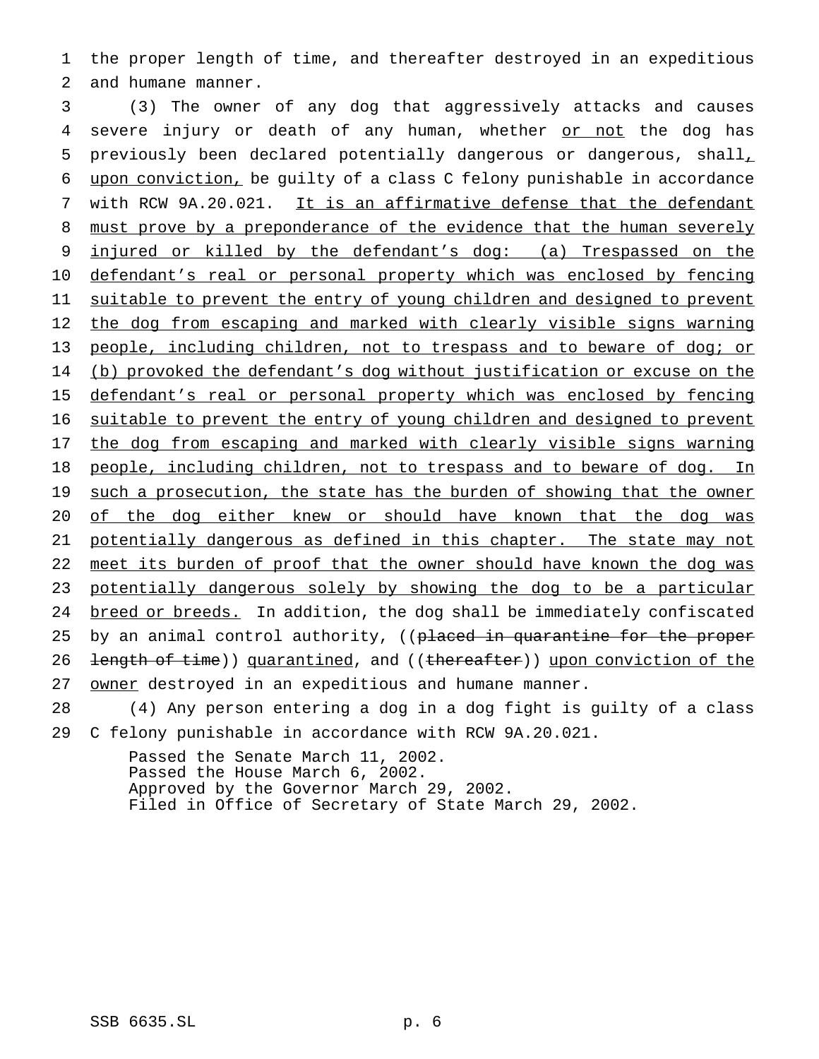the proper length of time, and thereafter destroyed in an expeditious and humane manner.

(3) The owner of any dog that aggressively attacks and causes severe injury or death of any human, whether or not the dog has previously been declared potentially dangerous or dangerous, shall, upon conviction, be guilty of a class C felony punishable in accordance with RCW 9A.20.021. It is an affirmative defense that the defendant must prove by a preponderance of the evidence that the human severely injured or killed by the defendant's dog: (a) Trespassed on the defendant's real or personal property which was enclosed by fencing suitable to prevent the entry of young children and designed to prevent the dog from escaping and marked with clearly visible signs warning people, including children, not to trespass and to beware of dog; or (b) provoked the defendant's dog without justification or excuse on the defendant's real or personal property which was enclosed by fencing suitable to prevent the entry of young children and designed to prevent the dog from escaping and marked with clearly visible signs warning people, including children, not to trespass and to beware of dog. In such a prosecution, the state has the burden of showing that the owner of the dog either knew or should have known that the dog was potentially dangerous as defined in this chapter. The state may not meet its burden of proof that the owner should have known the dog was potentially dangerous solely by showing the dog to be a particular breed or breeds. In addition, the dog shall be immediately confiscated by an animal control authority, ((~~placed in quarantine for the proper length of time~~)) quarantined, and ((~~thereafter~~)) upon conviction of the owner destroyed in an expeditious and humane manner.

(4) Any person entering a dog in a dog fight is guilty of a class C felony punishable in accordance with RCW 9A.20.021.

Passed the Senate March 11, 2002.
Passed the House March 6, 2002.
Approved by the Governor March 29, 2002.
Filed in Office of Secretary of State March 29, 2002.